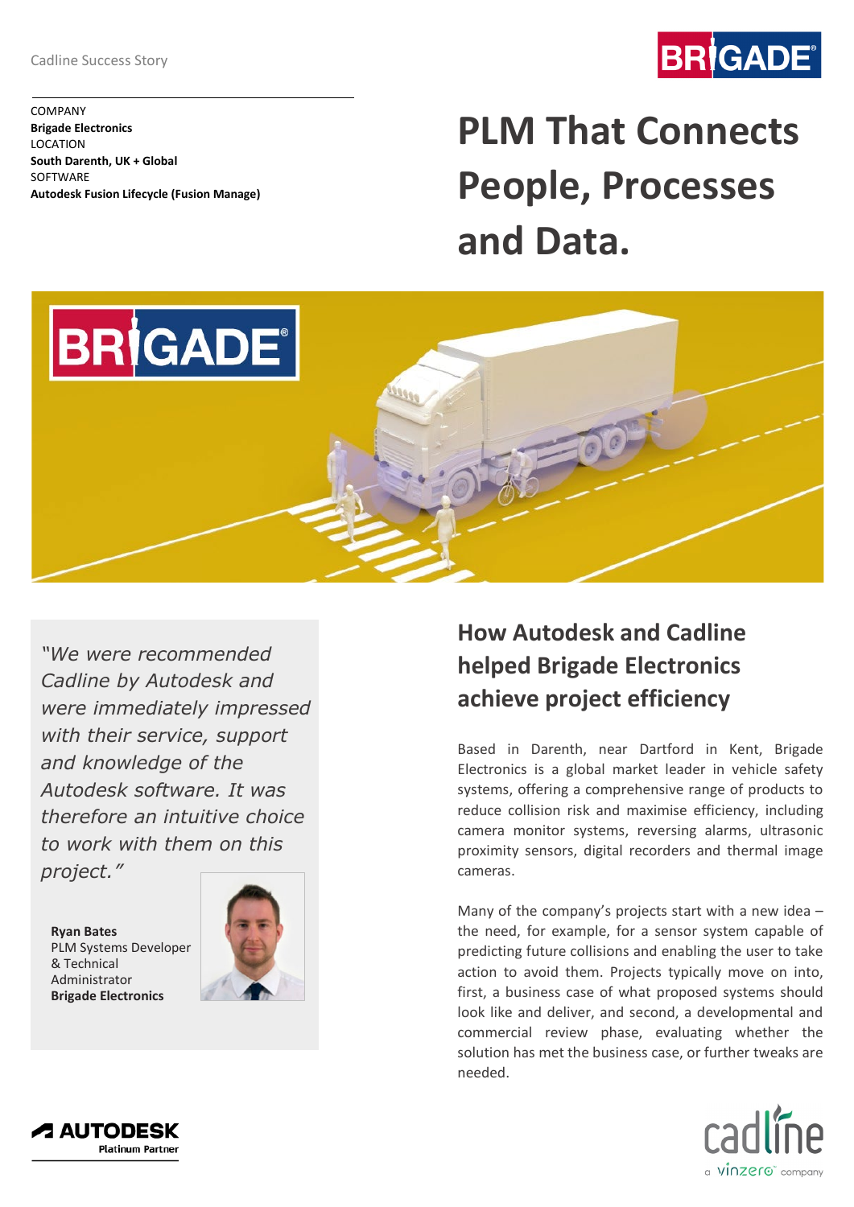Cadline Success Story

COMPANY
**Brigade Electronics**
LOCATION
**South Darenth, UK + Global**
SOFTWARE
**Autodesk Fusion Lifecycle (Fusion Manage)**

# PLM That Connects People, Processes and Data.

*"We were recommended Cadline by Autodesk and were immediately impressed with their service, support and knowledge of the Autodesk software. It was therefore an intuitive choice to work with them on this project."*

**Ryan Bates**
PLM Systems Developer & Technical Administrator
**Brigade Electronics**

## How Autodesk and Cadline helped Brigade Electronics achieve project efficiency

Based in Darenth, near Dartford in Kent, Brigade Electronics is a global market leader in vehicle safety systems, offering a comprehensive range of products to reduce collision risk and maximise efficiency, including camera monitor systems, reversing alarms, ultrasonic proximity sensors, digital recorders and thermal image cameras.

Many of the company's projects start with a new idea – the need, for example, for a sensor system capable of predicting future collisions and enabling the user to take action to avoid them. Projects typically move on into, first, a business case of what proposed systems should look like and deliver, and second, a developmental and commercial review phase, evaluating whether the solution has met the business case, or further tweaks are needed.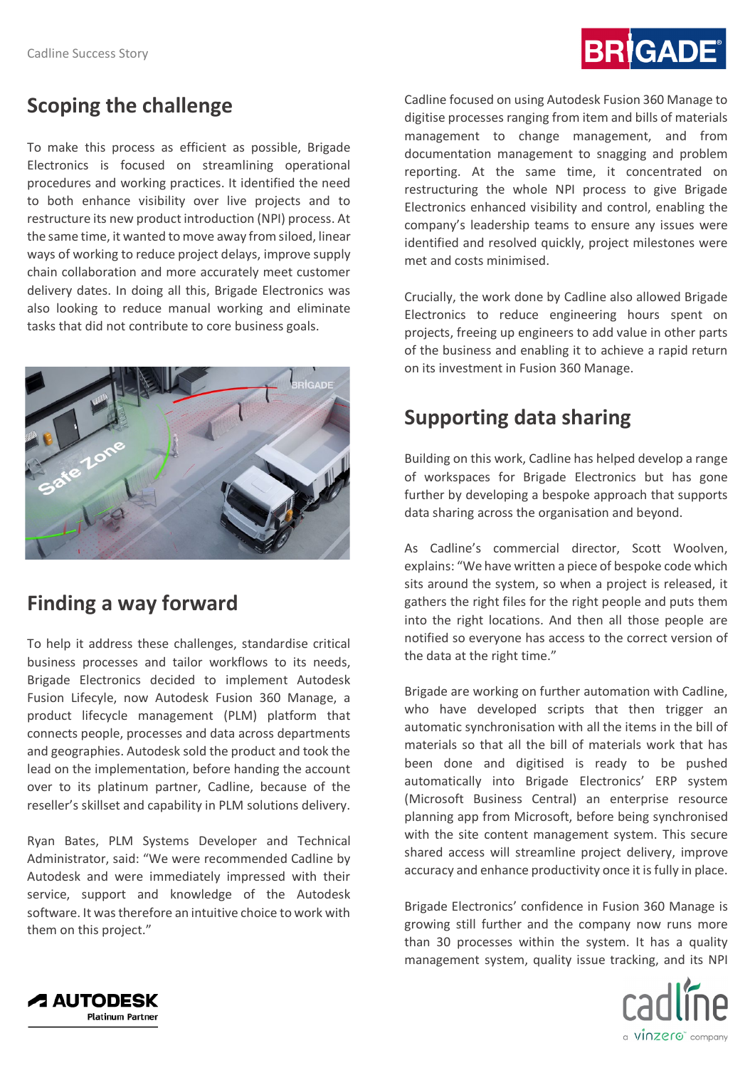## Scoping the challenge

To make this process as efficient as possible, Brigade Electronics is focused on streamlining operational procedures and working practices. It identified the need to both enhance visibility over live projects and to restructure its new product introduction (NPI) process. At the same time, it wanted to move away from siloed, linear ways of working to reduce project delays, improve supply chain collaboration and more accurately meet customer delivery dates. In doing all this, Brigade Electronics was also looking to reduce manual working and eliminate tasks that did not contribute to core business goals.

## Finding a way forward

To help it address these challenges, standardise critical business processes and tailor workflows to its needs, Brigade Electronics decided to implement Autodesk Fusion Lifecycle, now Autodesk Fusion 360 Manage, a product lifecycle management (PLM) platform that connects people, processes and data across departments and geographies. Autodesk sold the product and took the lead on the implementation, before handing the account over to its platinum partner, Cadline, because of the reseller's skillset and capability in PLM solutions delivery.

Ryan Bates, PLM Systems Developer and Technical Administrator, said: "We were recommended Cadline by Autodesk and were immediately impressed with their service, support and knowledge of the Autodesk software. It was therefore an intuitive choice to work with them on this project."

Cadline focused on using Autodesk Fusion 360 Manage to digitise processes ranging from item and bills of materials management to change management, and from documentation management to snagging and problem reporting. At the same time, it concentrated on restructuring the whole NPI process to give Brigade Electronics enhanced visibility and control, enabling the company's leadership teams to ensure any issues were identified and resolved quickly, project milestones were met and costs minimised.

Crucially, the work done by Cadline also allowed Brigade Electronics to reduce engineering hours spent on projects, freeing up engineers to add value in other parts of the business and enabling it to achieve a rapid return on its investment in Fusion 360 Manage.

## Supporting data sharing

Building on this work, Cadline has helped develop a range of workspaces for Brigade Electronics but has gone further by developing a bespoke approach that supports data sharing across the organisation and beyond.

As Cadline's commercial director, Scott Woolven, explains: "We have written a piece of bespoke code which sits around the system, so when a project is released, it gathers the right files for the right people and puts them into the right locations. And then all those people are notified so everyone has access to the correct version of the data at the right time."

Brigade are working on further automation with Cadline, who have developed scripts that then trigger an automatic synchronisation with all the items in the bill of materials so that all the bill of materials work that has been done and digitised is ready to be pushed automatically into Brigade Electronics' ERP system (Microsoft Business Central) an enterprise resource planning app from Microsoft, before being synchronised with the site content management system. This secure shared access will streamline project delivery, improve accuracy and enhance productivity once it is fully in place.

Brigade Electronics' confidence in Fusion 360 Manage is growing still further and the company now runs more than 30 processes within the system. It has a quality management system, quality issue tracking, and its NPI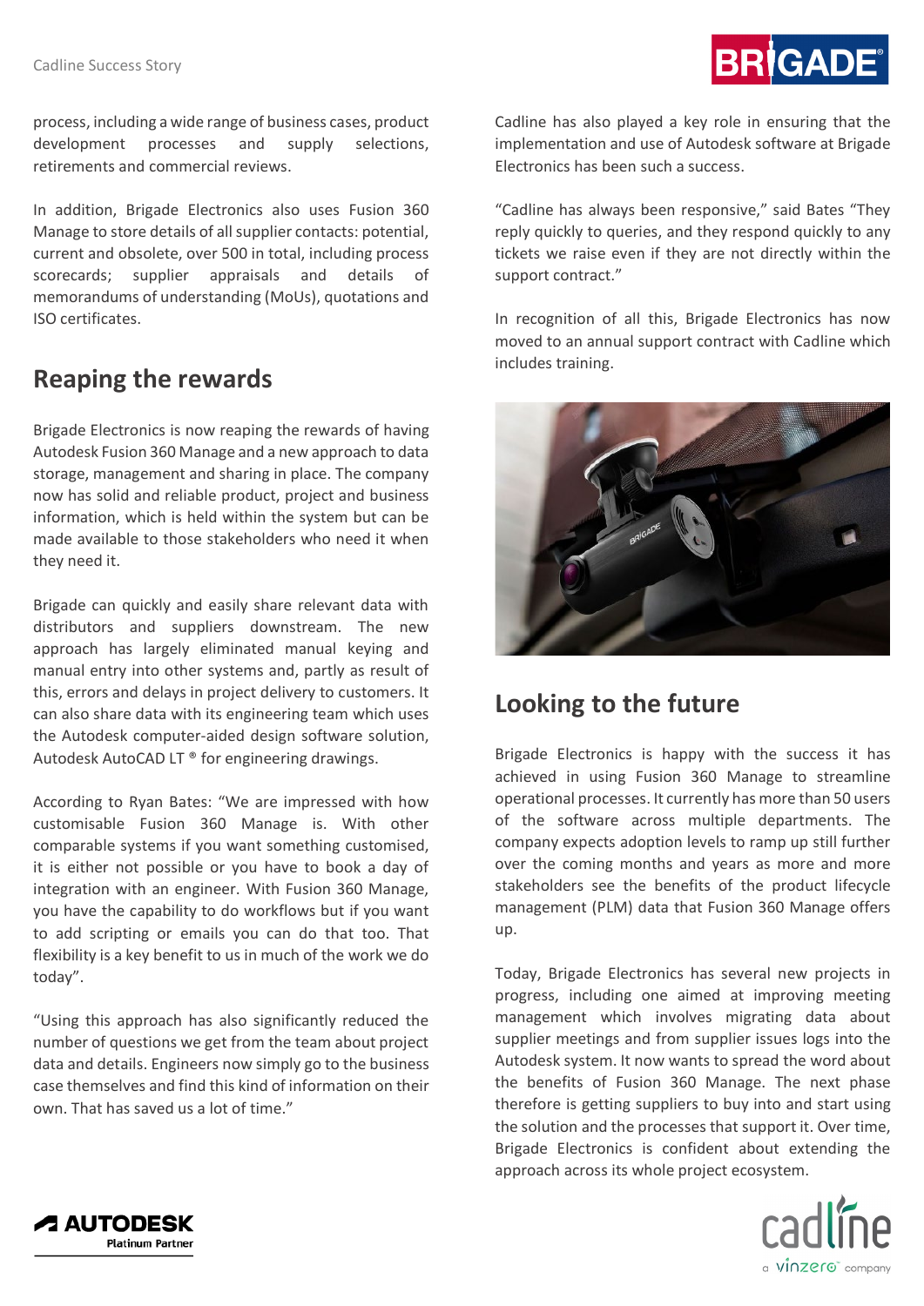process, including a wide range of business cases, product development processes and supply selections, retirements and commercial reviews.

In addition, Brigade Electronics also uses Fusion 360 Manage to store details of all supplier contacts: potential, current and obsolete, over 500 in total, including process scorecards; supplier appraisals and details of memorandums of understanding (MoUs), quotations and ISO certificates.

## Reaping the rewards

Brigade Electronics is now reaping the rewards of having Autodesk Fusion 360 Manage and a new approach to data storage, management and sharing in place. The company now has solid and reliable product, project and business information, which is held within the system but can be made available to those stakeholders who need it when they need it.

Brigade can quickly and easily share relevant data with distributors and suppliers downstream. The new approach has largely eliminated manual keying and manual entry into other systems and, partly as result of this, errors and delays in project delivery to customers. It can also share data with its engineering team which uses the Autodesk computer-aided design software solution, Autodesk AutoCAD LT ® for engineering drawings.

According to Ryan Bates: "We are impressed with how customisable Fusion 360 Manage is. With other comparable systems if you want something customised, it is either not possible or you have to book a day of integration with an engineer. With Fusion 360 Manage, you have the capability to do workflows but if you want to add scripting or emails you can do that too. That flexibility is a key benefit to us in much of the work we do today".

"Using this approach has also significantly reduced the number of questions we get from the team about project data and details. Engineers now simply go to the business case themselves and find this kind of information on their own. That has saved us a lot of time."

Cadline has also played a key role in ensuring that the implementation and use of Autodesk software at Brigade Electronics has been such a success.

"Cadline has always been responsive," said Bates "They reply quickly to queries, and they respond quickly to any tickets we raise even if they are not directly within the support contract."

In recognition of all this, Brigade Electronics has now moved to an annual support contract with Cadline which includes training.

## Looking to the future

Brigade Electronics is happy with the success it has achieved in using Fusion 360 Manage to streamline operational processes. It currently has more than 50 users of the software across multiple departments. The company expects adoption levels to ramp up still further over the coming months and years as more and more stakeholders see the benefits of the product lifecycle management (PLM) data that Fusion 360 Manage offers up.

Today, Brigade Electronics has several new projects in progress, including one aimed at improving meeting management which involves migrating data about supplier meetings and from supplier issues logs into the Autodesk system. It now wants to spread the word about the benefits of Fusion 360 Manage. The next phase therefore is getting suppliers to buy into and start using the solution and the processes that support it. Over time, Brigade Electronics is confident about extending the approach across its whole project ecosystem.